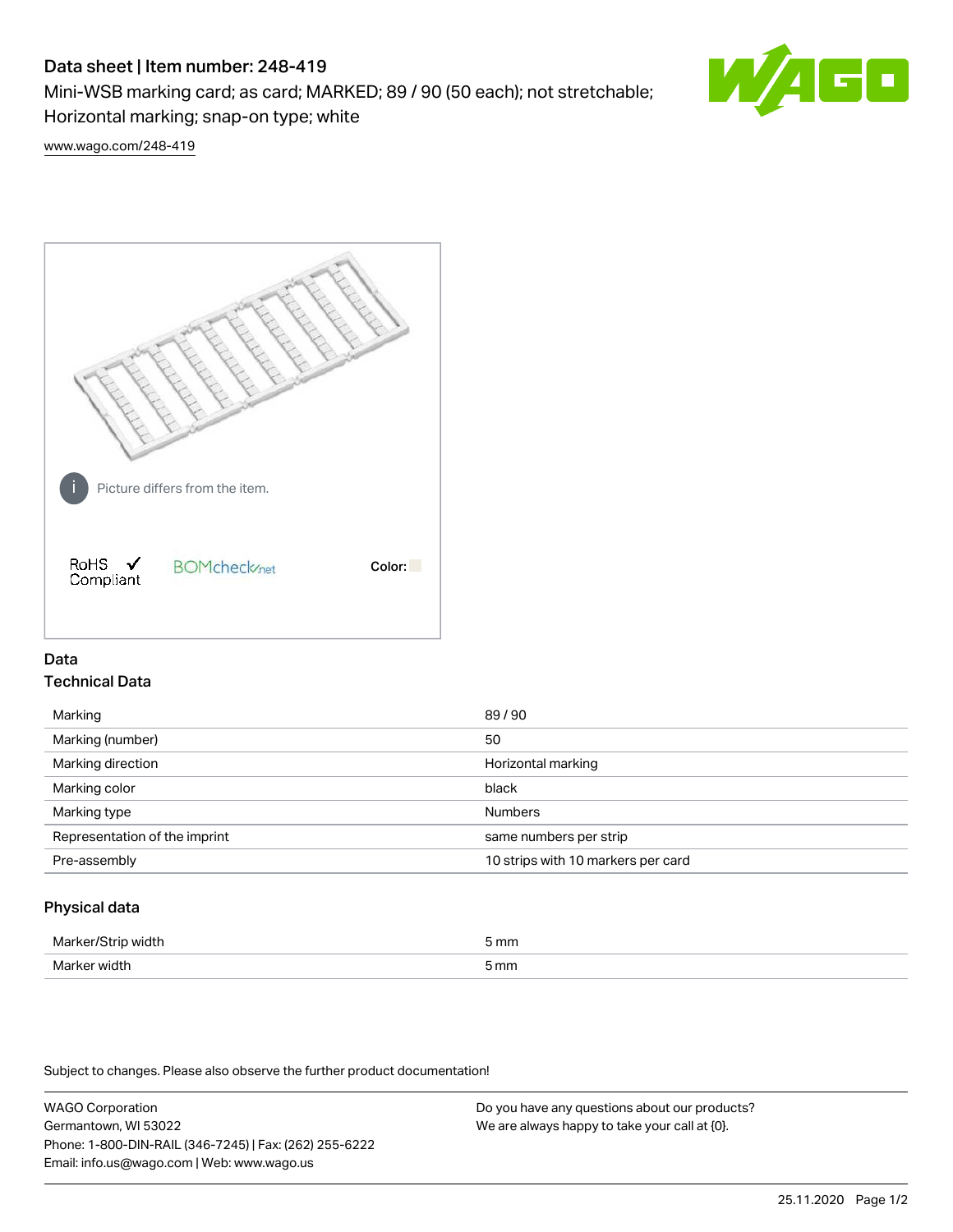# Data sheet | Item number: 248-419

Mini-WSB marking card; as card; MARKED; 89 / 90 (50 each); not stretchable; Horizontal marking; snap-on type; white

www.wago.com/248-419

Picture differs from the item.

RoHS Compliant

BOMcheck.net

Color:

## Data

### Technical Data

| | |
|---|---|
| Marking | 89 / 90 |
| Marking (number) | 50 |
| Marking direction | Horizontal marking |
| Marking color | black |
| Marking type | Numbers |
| Representation of the imprint | same numbers per strip |
| Pre-assembly | 10 strips with 10 markers per card |

### Physical data

| | |
|---|---|
| Marker/Strip width | 5 mm |
| Marker width | 5 mm |

Subject to changes. Please also observe the further product documentation!

WAGO Corporation
Germantown, WI 53022
Phone: 1-800-DIN-RAIL (346-7245) | Fax: (262) 255-6222
Email: info.us@wago.com | Web: www.wago.us

Do you have any questions about our products?
We are always happy to take your call at {0}.

25.11.2020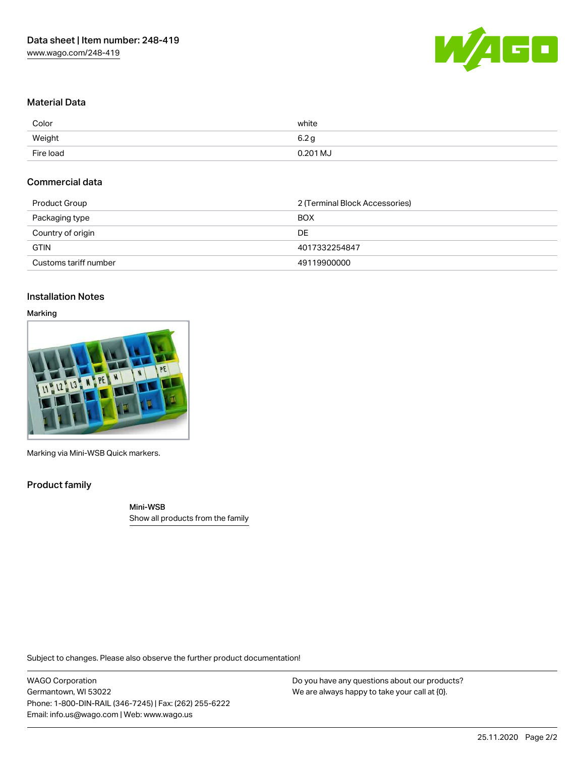Data sheet | Item number: 248-419
www.wago.com/248-419

## Material Data

| | |
|---|---|
| Color | white |
| Weight | 6.2 g |
| Fire load | 0.201 MJ |

## Commercial data

| | |
|---|---|
| Product Group | 2 (Terminal Block Accessories) |
| Packaging type | BOX |
| Country of origin | DE |
| GTIN | 4017332254847 |
| Customs tariff number | 49119900000 |

## Installation Notes

### Marking

Marking via Mini-WSB Quick markers.

## Product family

Mini-WSB
Show all products from the family

Subject to changes. Please also observe the further product documentation!

WAGO Corporation
Germantown, WI 53022
Phone: 1-800-DIN-RAIL (346-7245) | Fax: (262) 255-6222
Email: info.us@wago.com | Web: www.wago.us

Do you have any questions about our products?
We are always happy to take your call at {0}.

25.11.2020